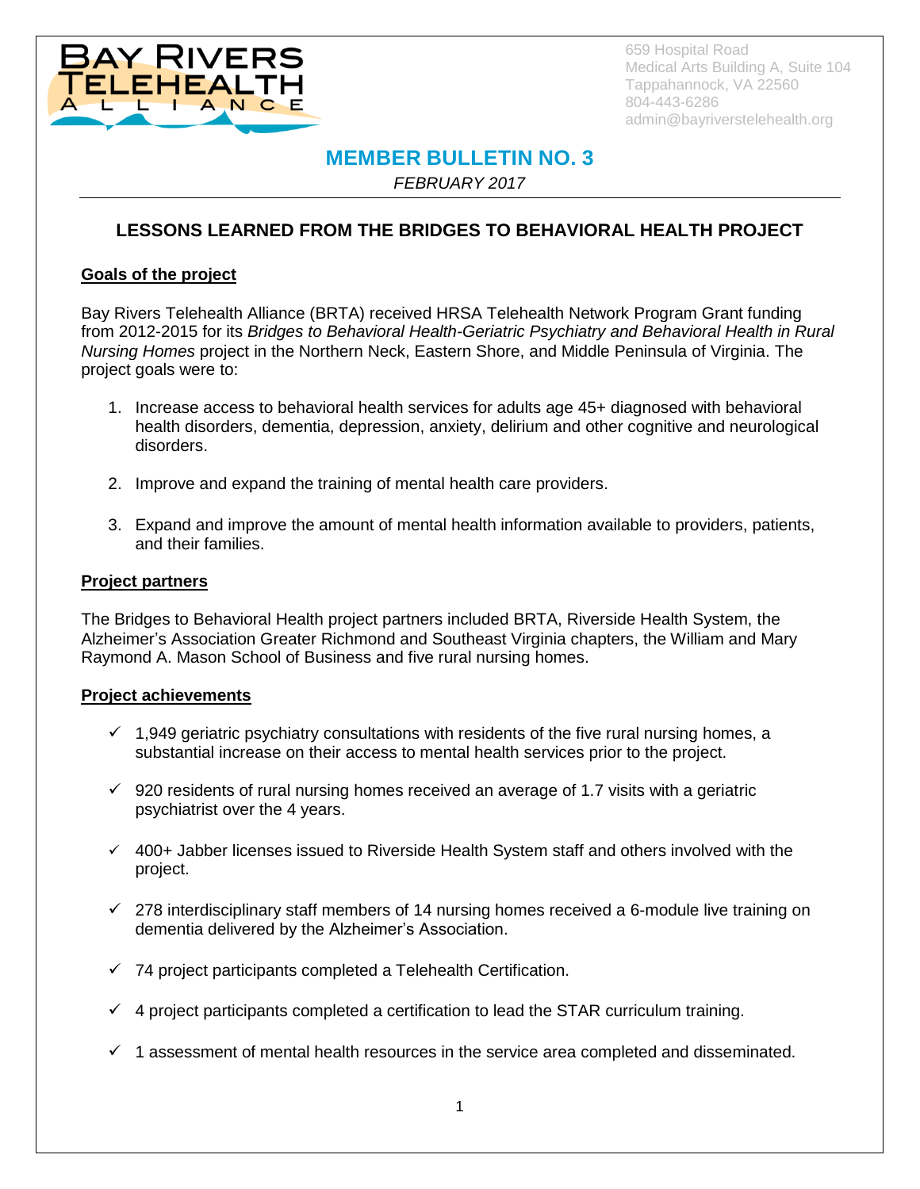Bay Rivers Telehealth Alliance

659 Hospital Road
Medical Arts Building A, Suite 104
Tappahannock, VA 22560
804-443-6286
admin@bayriverstelehealth.org

# MEMBER BULLETIN NO. 3

*FEBRUARY 2017*

## LESSONS LEARNED FROM THE BRIDGES TO BEHAVIORAL HEALTH PROJECT

### Goals of the project

Bay Rivers Telehealth Alliance (BRTA) received HRSA Telehealth Network Program Grant funding from 2012-2015 for its *Bridges to Behavioral Health-Geriatric Psychiatry and Behavioral Health in Rural Nursing Homes* project in the Northern Neck, Eastern Shore, and Middle Peninsula of Virginia. The project goals were to:

1. Increase access to behavioral health services for adults age 45+ diagnosed with behavioral health disorders, dementia, depression, anxiety, delirium and other cognitive and neurological disorders.
2. Improve and expand the training of mental health care providers.
3. Expand and improve the amount of mental health information available to providers, patients, and their families.

### Project partners

The Bridges to Behavioral Health project partners included BRTA, Riverside Health System, the Alzheimer's Association Greater Richmond and Southeast Virginia chapters, the William and Mary Raymond A. Mason School of Business and five rural nursing homes.

### Project achievements

- ✓ 1,949 geriatric psychiatry consultations with residents of the five rural nursing homes, a substantial increase on their access to mental health services prior to the project.
- ✓ 920 residents of rural nursing homes received an average of 1.7 visits with a geriatric psychiatrist over the 4 years.
- ✓ 400+ Jabber licenses issued to Riverside Health System staff and others involved with the project.
- ✓ 278 interdisciplinary staff members of 14 nursing homes received a 6-module live training on dementia delivered by the Alzheimer's Association.
- ✓ 74 project participants completed a Telehealth Certification.
- ✓ 4 project participants completed a certification to lead the STAR curriculum training.
- ✓ 1 assessment of mental health resources in the service area completed and disseminated.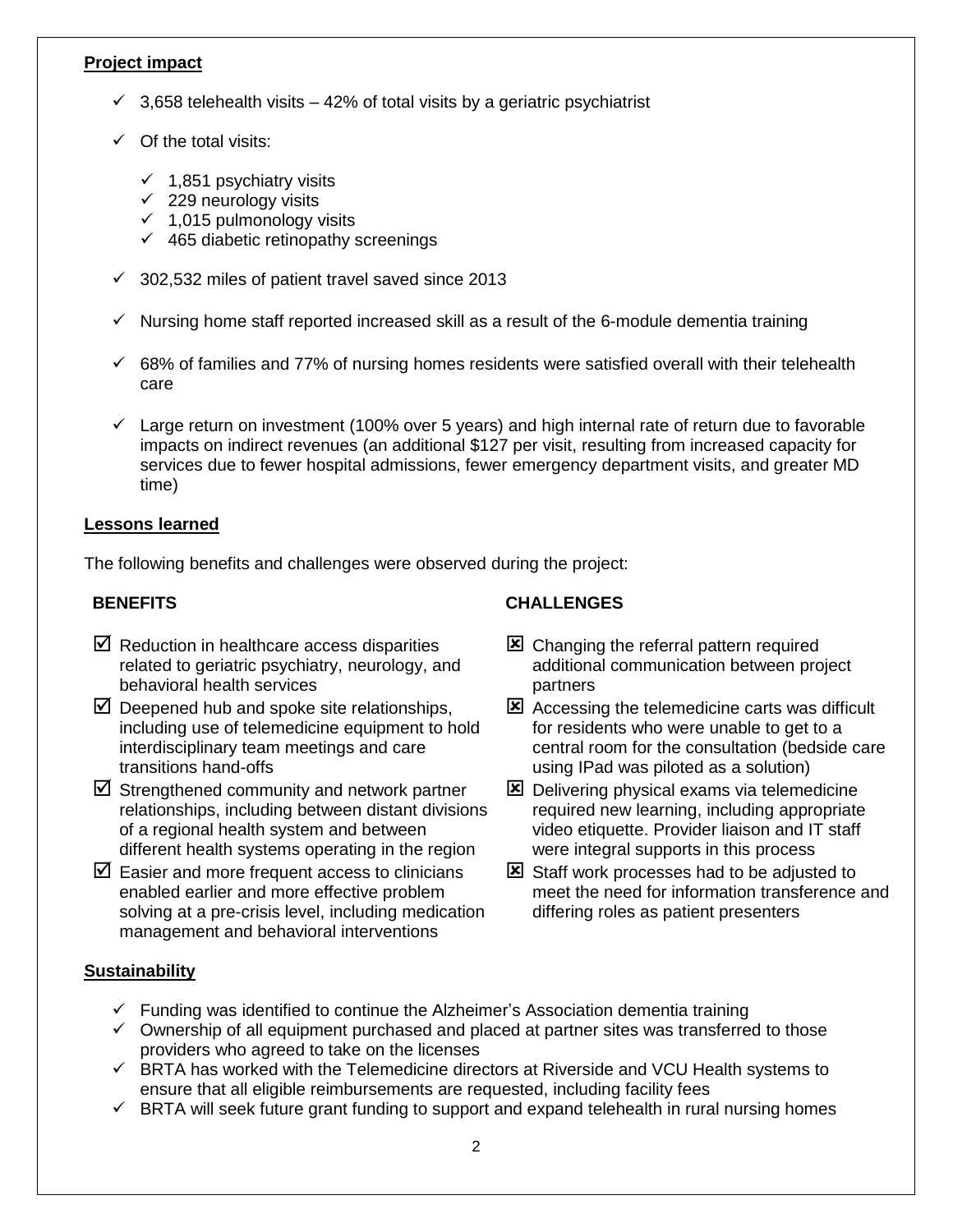## Project impact

- ✓ 3,658 telehealth visits – 42% of total visits by a geriatric psychiatrist
- ✓ Of the total visits:
  - ✓ 1,851 psychiatry visits
  - ✓ 229 neurology visits
  - ✓ 1,015 pulmonology visits
  - ✓ 465 diabetic retinopathy screenings
- ✓ 302,532 miles of patient travel saved since 2013
- ✓ Nursing home staff reported increased skill as a result of the 6-module dementia training
- ✓ 68% of families and 77% of nursing homes residents were satisfied overall with their telehealth care
- ✓ Large return on investment (100% over 5 years) and high internal rate of return due to favorable impacts on indirect revenues (an additional $127 per visit, resulting from increased capacity for services due to fewer hospital admissions, fewer emergency department visits, and greater MD time)

## Lessons learned

The following benefits and challenges were observed during the project:

### BENEFITS

- ☑ Reduction in healthcare access disparities related to geriatric psychiatry, neurology, and behavioral health services
- ☑ Deepened hub and spoke site relationships, including use of telemedicine equipment to hold interdisciplinary team meetings and care transitions hand-offs
- ☑ Strengthened community and network partner relationships, including between distant divisions of a regional health system and between different health systems operating in the region
- ☑ Easier and more frequent access to clinicians enabled earlier and more effective problem solving at a pre-crisis level, including medication management and behavioral interventions

### CHALLENGES

- ☒ Changing the referral pattern required additional communication between project partners
- ☒ Accessing the telemedicine carts was difficult for residents who were unable to get to a central room for the consultation (bedside care using IPad was piloted as a solution)
- ☒ Delivering physical exams via telemedicine required new learning, including appropriate video etiquette. Provider liaison and IT staff were integral supports in this process
- ☒ Staff work processes had to be adjusted to meet the need for information transference and differing roles as patient presenters

## Sustainability

- ✓ Funding was identified to continue the Alzheimer's Association dementia training
- ✓ Ownership of all equipment purchased and placed at partner sites was transferred to those providers who agreed to take on the licenses
- ✓ BRTA has worked with the Telemedicine directors at Riverside and VCU Health systems to ensure that all eligible reimbursements are requested, including facility fees
- ✓ BRTA will seek future grant funding to support and expand telehealth in rural nursing homes